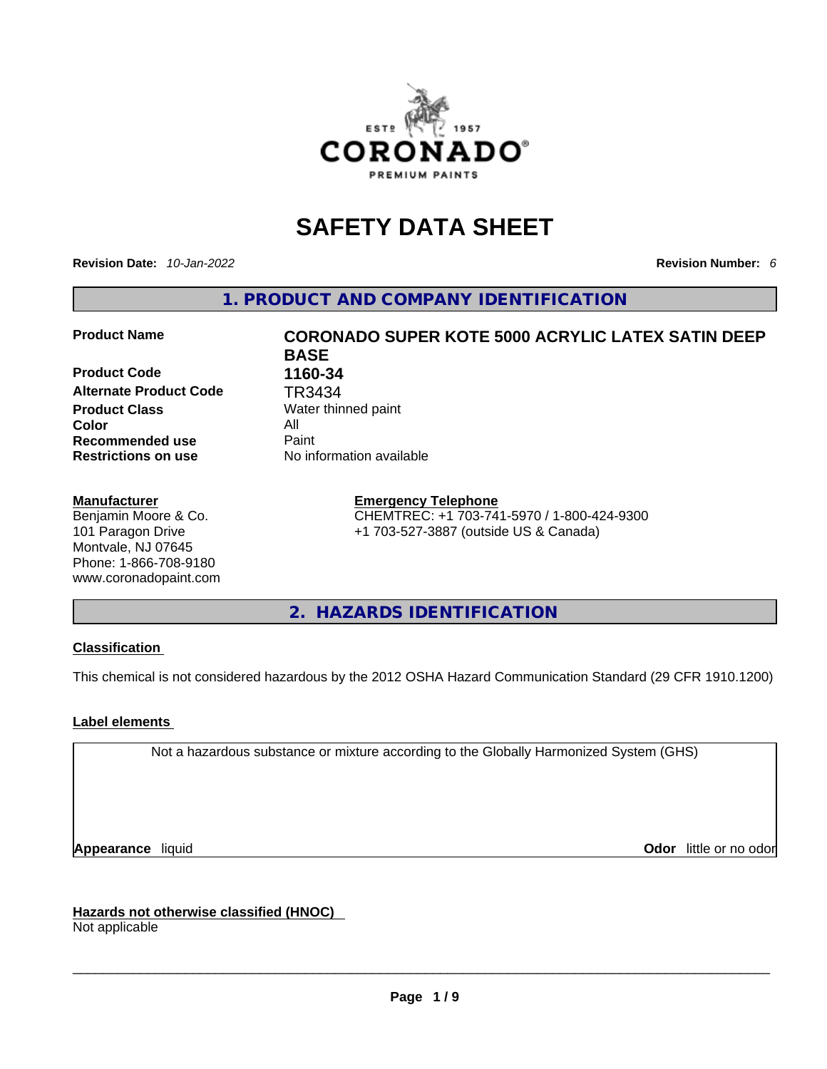# SAFETY DATA SHEET

**Revision Date:** *10-Jan-2022* **Revision Number:** *6*

## 1. PRODUCT AND COMPANY IDENTIFICATION

| | |
|---|---|
| **Product Name** | **CORONADO SUPER KOTE 5000 ACRYLIC LATEX SATIN DEEP BASE** |
| **Product Code** | **1160-34** |
| **Alternate Product Code** | TR3434 |
| **Product Class** | Water thinned paint |
| **Color** | All |
| **Recommended use** | Paint |
| **Restrictions on use** | No information available |

**Manufacturer**
Benjamin Moore & Co.
101 Paragon Drive
Montvale, NJ 07645
Phone: 1-866-708-9180
www.coronadopaint.com

**Emergency Telephone**
CHEMTREC: +1 703-741-5970 / 1-800-424-9300
+1 703-527-3887 (outside US & Canada)

## 2. HAZARDS IDENTIFICATION

**Classification**

This chemical is not considered hazardous by the 2012 OSHA Hazard Communication Standard (29 CFR 1910.1200)

**Label elements**

Not a hazardous substance or mixture according to the Globally Harmonized System (GHS)

**Appearance** liquid **Odor** little or no odor

**Hazards not otherwise classified (HNOC)**
Not applicable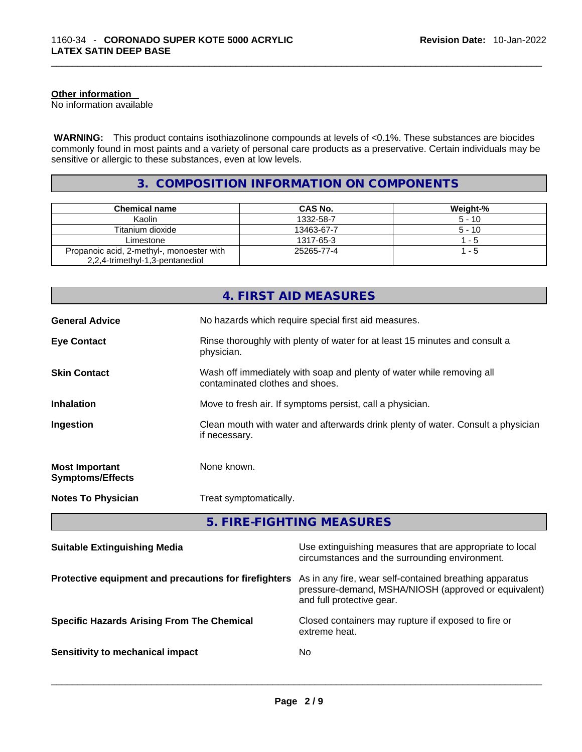**Other information**

No information available

**WARNING:** This product contains isothiazolinone compounds at levels of <0.1%. These substances are biocides commonly found in most paints and a variety of personal care products as a preservative. Certain individuals may be sensitive or allergic to these substances, even at low levels.

## 3. COMPOSITION INFORMATION ON COMPONENTS

| Chemical name | CAS No. | Weight-% |
|---|---|---|
| Kaolin | 1332-58-7 | 5 - 10 |
| Titanium dioxide | 13463-67-7 | 5 - 10 |
| Limestone | 1317-65-3 | 1 - 5 |
| Propanoic acid, 2-methyl-, monoester with 2,2,4-trimethyl-1,3-pentanediol | 25265-77-4 | 1 - 5 |

## 4. FIRST AID MEASURES

**General Advice**: No hazards which require special first aid measures.

**Eye Contact**: Rinse thoroughly with plenty of water for at least 15 minutes and consult a physician.

**Skin Contact**: Wash off immediately with soap and plenty of water while removing all contaminated clothes and shoes.

**Inhalation**: Move to fresh air. If symptoms persist, call a physician.

**Ingestion**: Clean mouth with water and afterwards drink plenty of water. Consult a physician if necessary.

**Most Important Symptoms/Effects**: None known.

**Notes To Physician**: Treat symptomatically.

## 5. FIRE-FIGHTING MEASURES

**Suitable Extinguishing Media**: Use extinguishing measures that are appropriate to local circumstances and the surrounding environment.

**Protective equipment and precautions for firefighters**: As in any fire, wear self-contained breathing apparatus pressure-demand, MSHA/NIOSH (approved or equivalent) and full protective gear.

**Specific Hazards Arising From The Chemical**: Closed containers may rupture if exposed to fire or extreme heat.

**Sensitivity to mechanical impact**: No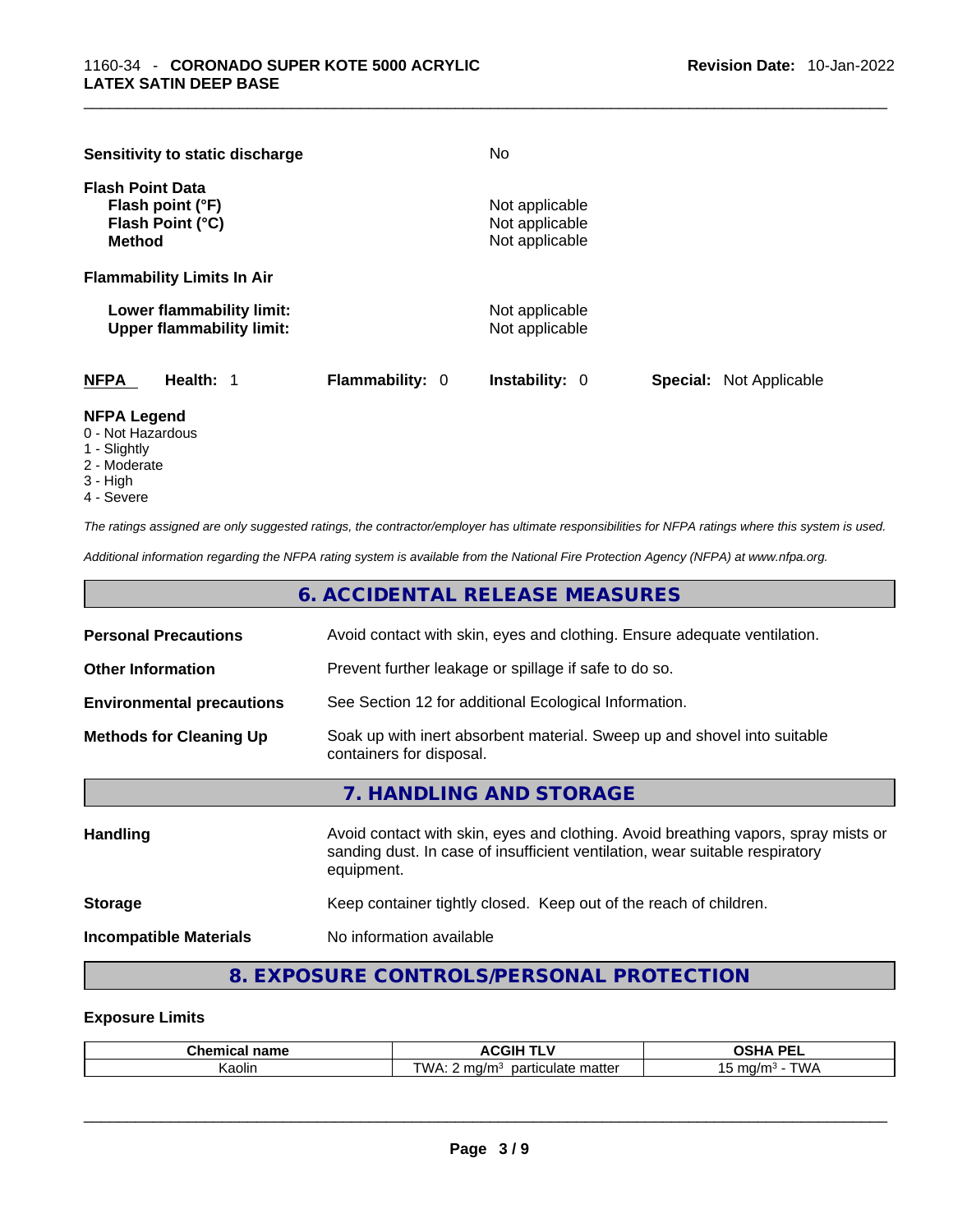**Sensitivity to static discharge** No

**Flash Point Data**
**Flash point (°F)** Not applicable
**Flash Point (°C)** Not applicable
**Method** Not applicable

**Flammability Limits In Air**

**Lower flammability limit:** Not applicable
**Upper flammability limit:** Not applicable

**NFPA** **Health:** 1 **Flammability:** 0 **Instability:** 0 **Special:** Not Applicable

**NFPA Legend**
0 - Not Hazardous
1 - Slightly
2 - Moderate
3 - High
4 - Severe

*The ratings assigned are only suggested ratings, the contractor/employer has ultimate responsibilities for NFPA ratings where this system is used.*

*Additional information regarding the NFPA rating system is available from the National Fire Protection Agency (NFPA) at www.nfpa.org.*

## 6. ACCIDENTAL RELEASE MEASURES

**Personal Precautions** Avoid contact with skin, eyes and clothing. Ensure adequate ventilation.

**Other Information** Prevent further leakage or spillage if safe to do so.

**Environmental precautions** See Section 12 for additional Ecological Information.

**Methods for Cleaning Up** Soak up with inert absorbent material. Sweep up and shovel into suitable containers for disposal.

## 7. HANDLING AND STORAGE

**Handling** Avoid contact with skin, eyes and clothing. Avoid breathing vapors, spray mists or sanding dust. In case of insufficient ventilation, wear suitable respiratory equipment.

**Storage** Keep container tightly closed. Keep out of the reach of children.

**Incompatible Materials** No information available

## 8. EXPOSURE CONTROLS/PERSONAL PROTECTION

### Exposure Limits

| Chemical name | ACGIH TLV | OSHA PEL |
|---|---|---|
| Kaolin | TWA: 2 mg/m³ particulate matter | 15 mg/m³ - TWA |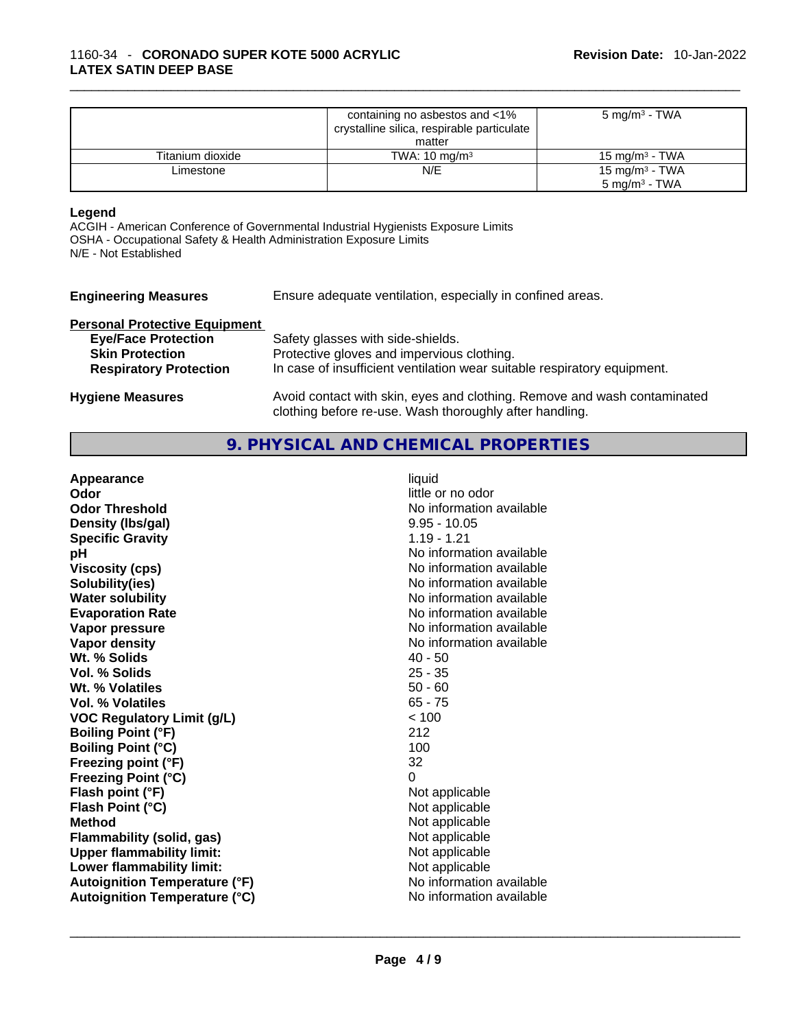| | | |
|---|---|---|
| | containing no asbestos and <1% crystalline silica, respirable particulate matter | 5 mg/m³ - TWA |
| Titanium dioxide | TWA: 10 mg/m³ | 15 mg/m³ - TWA |
| Limestone | N/E | 15 mg/m³ - TWA<br>5 mg/m³ - TWA |

**Legend**

ACGIH - American Conference of Governmental Industrial Hygienists Exposure Limits
OSHA - Occupational Safety & Health Administration Exposure Limits
N/E - Not Established

**Engineering Measures** Ensure adequate ventilation, especially in confined areas.

**Personal Protective Equipment**

**Eye/Face Protection** Safety glasses with side-shields.
**Skin Protection** Protective gloves and impervious clothing.
**Respiratory Protection** In case of insufficient ventilation wear suitable respiratory equipment.

**Hygiene Measures** Avoid contact with skin, eyes and clothing. Remove and wash contaminated clothing before re-use. Wash thoroughly after handling.

## 9. PHYSICAL AND CHEMICAL PROPERTIES

| | |
|---|---|
| **Appearance** | liquid |
| **Odor** | little or no odor |
| **Odor Threshold** | No information available |
| **Density (lbs/gal)** | 9.95 - 10.05 |
| **Specific Gravity** | 1.19 - 1.21 |
| **pH** | No information available |
| **Viscosity (cps)** | No information available |
| **Solubility(ies)** | No information available |
| **Water solubility** | No information available |
| **Evaporation Rate** | No information available |
| **Vapor pressure** | No information available |
| **Vapor density** | No information available |
| **Wt. % Solids** | 40 - 50 |
| **Vol. % Solids** | 25 - 35 |
| **Wt. % Volatiles** | 50 - 60 |
| **Vol. % Volatiles** | 65 - 75 |
| **VOC Regulatory Limit (g/L)** | < 100 |
| **Boiling Point (°F)** | 212 |
| **Boiling Point (°C)** | 100 |
| **Freezing point (°F)** | 32 |
| **Freezing Point (°C)** | 0 |
| **Flash point (°F)** | Not applicable |
| **Flash Point (°C)** | Not applicable |
| **Method** | Not applicable |
| **Flammability (solid, gas)** | Not applicable |
| **Upper flammability limit:** | Not applicable |
| **Lower flammability limit:** | Not applicable |
| **Autoignition Temperature (°F)** | No information available |
| **Autoignition Temperature (°C)** | No information available |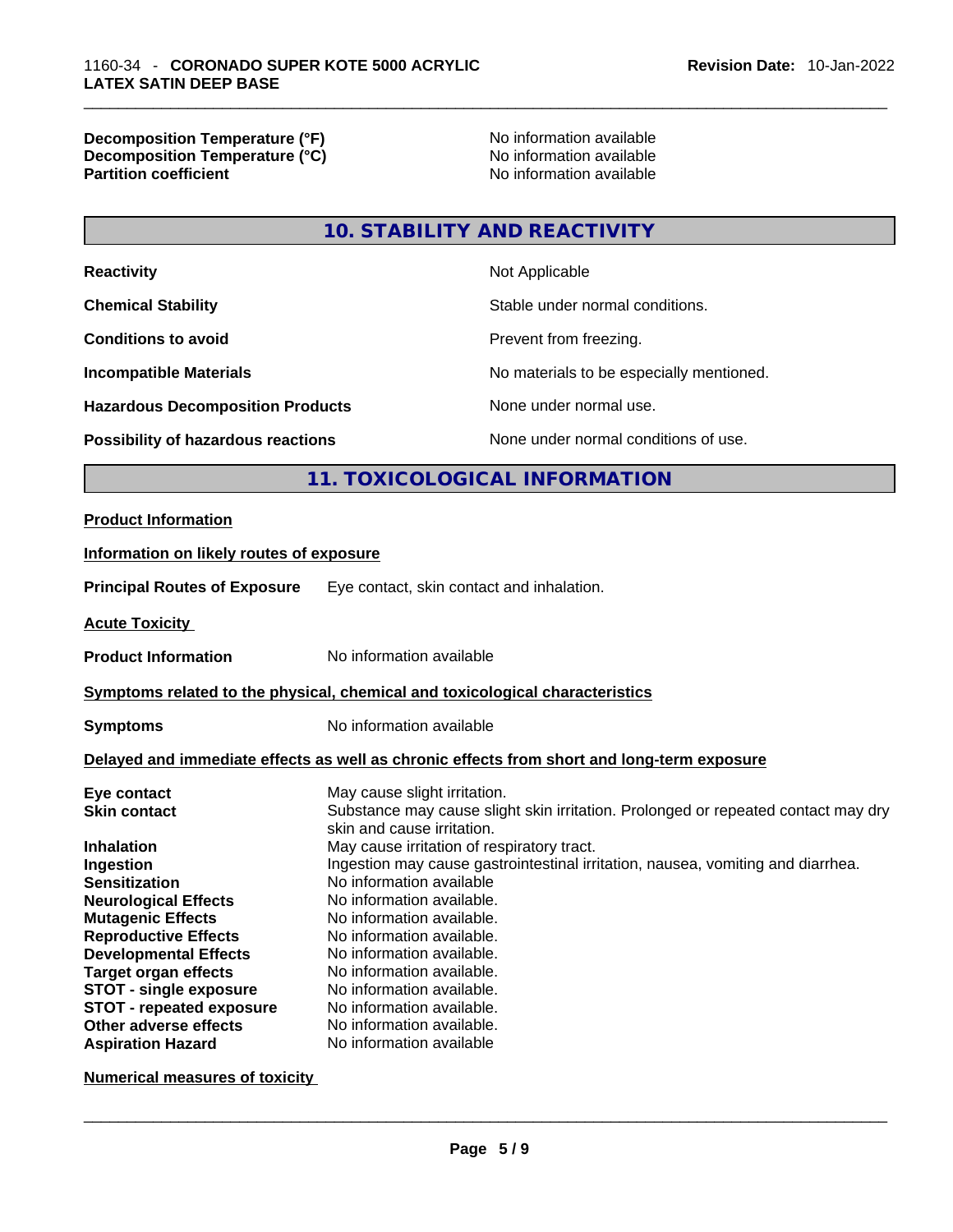| | |
|---|---|
| **Decomposition Temperature (°F)** | No information available |
| **Decomposition Temperature (°C)** | No information available |
| **Partition coefficient** | No information available |

## 10. STABILITY AND REACTIVITY

| | |
|---|---|
| **Reactivity** | Not Applicable |
| **Chemical Stability** | Stable under normal conditions. |
| **Conditions to avoid** | Prevent from freezing. |
| **Incompatible Materials** | No materials to be especially mentioned. |
| **Hazardous Decomposition Products** | None under normal use. |
| **Possibility of hazardous reactions** | None under normal conditions of use. |

## 11. TOXICOLOGICAL INFORMATION

**Product Information**

**Information on likely routes of exposure**

**Principal Routes of Exposure** Eye contact, skin contact and inhalation.

**Acute Toxicity**

**Product Information** No information available

**Symptoms related to the physical, chemical and toxicological characteristics**

**Symptoms** No information available

**Delayed and immediate effects as well as chronic effects from short and long-term exposure**

| | |
|---|---|
| **Eye contact** | May cause slight irritation. |
| **Skin contact** | Substance may cause slight skin irritation. Prolonged or repeated contact may dry skin and cause irritation. |
| **Inhalation** | May cause irritation of respiratory tract. |
| **Ingestion** | Ingestion may cause gastrointestinal irritation, nausea, vomiting and diarrhea. |
| **Sensitization** | No information available |
| **Neurological Effects** | No information available. |
| **Mutagenic Effects** | No information available. |
| **Reproductive Effects** | No information available. |
| **Developmental Effects** | No information available. |
| **Target organ effects** | No information available. |
| **STOT - single exposure** | No information available. |
| **STOT - repeated exposure** | No information available. |
| **Other adverse effects** | No information available. |
| **Aspiration Hazard** | No information available |

**Numerical measures of toxicity**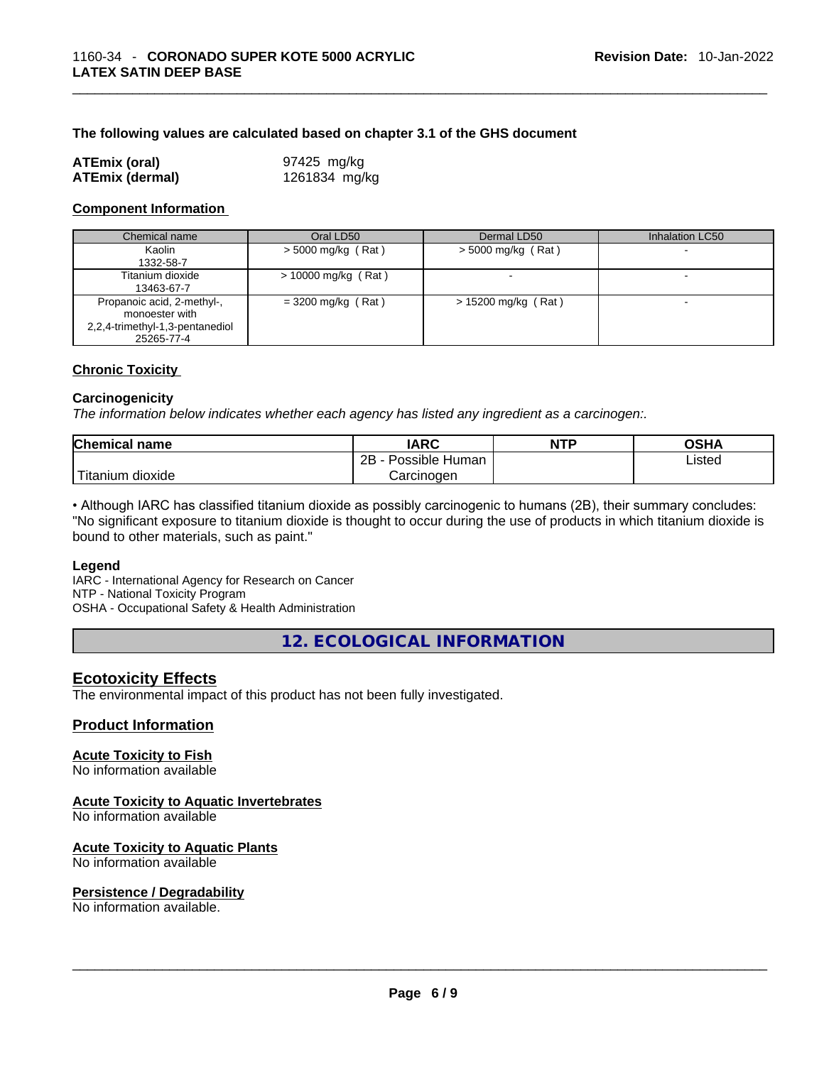**The following values are calculated based on chapter 3.1 of the GHS document**

| | |
|---|---|
| **ATEmix (oral)** | 97425 mg/kg |
| **ATEmix (dermal)** | 1261834 mg/kg |

### Component Information

| Chemical name | Oral LD50 | Dermal LD50 | Inhalation LC50 |
|---|---|---|---|
| Kaolin<br>1332-58-7 | > 5000 mg/kg ( Rat ) | > 5000 mg/kg ( Rat ) | - |
| Titanium dioxide<br>13463-67-7 | > 10000 mg/kg ( Rat ) | - | - |
| Propanoic acid, 2-methyl-, monoester with 2,2,4-trimethyl-1,3-pentanediol<br>25265-77-4 | = 3200 mg/kg ( Rat ) | > 15200 mg/kg ( Rat ) | - |

### Chronic Toxicity

**Carcinogenicity**

*The information below indicates whether each agency has listed any ingredient as a carcinogen:.*

| Chemical name | IARC | NTP | OSHA |
|---|---|---|---|
| Titanium dioxide | 2B - Possible Human Carcinogen | | Listed |

• Although IARC has classified titanium dioxide as possibly carcinogenic to humans (2B), their summary concludes: "No significant exposure to titanium dioxide is thought to occur during the use of products in which titanium dioxide is bound to other materials, such as paint."

**Legend**

IARC - International Agency for Research on Cancer
NTP - National Toxicity Program
OSHA - Occupational Safety & Health Administration

# 12. ECOLOGICAL INFORMATION

## Ecotoxicity Effects

The environmental impact of this product has not been fully investigated.

## Product Information

### Acute Toxicity to Fish

No information available

### Acute Toxicity to Aquatic Invertebrates

No information available

### Acute Toxicity to Aquatic Plants

No information available

### Persistence / Degradability

No information available.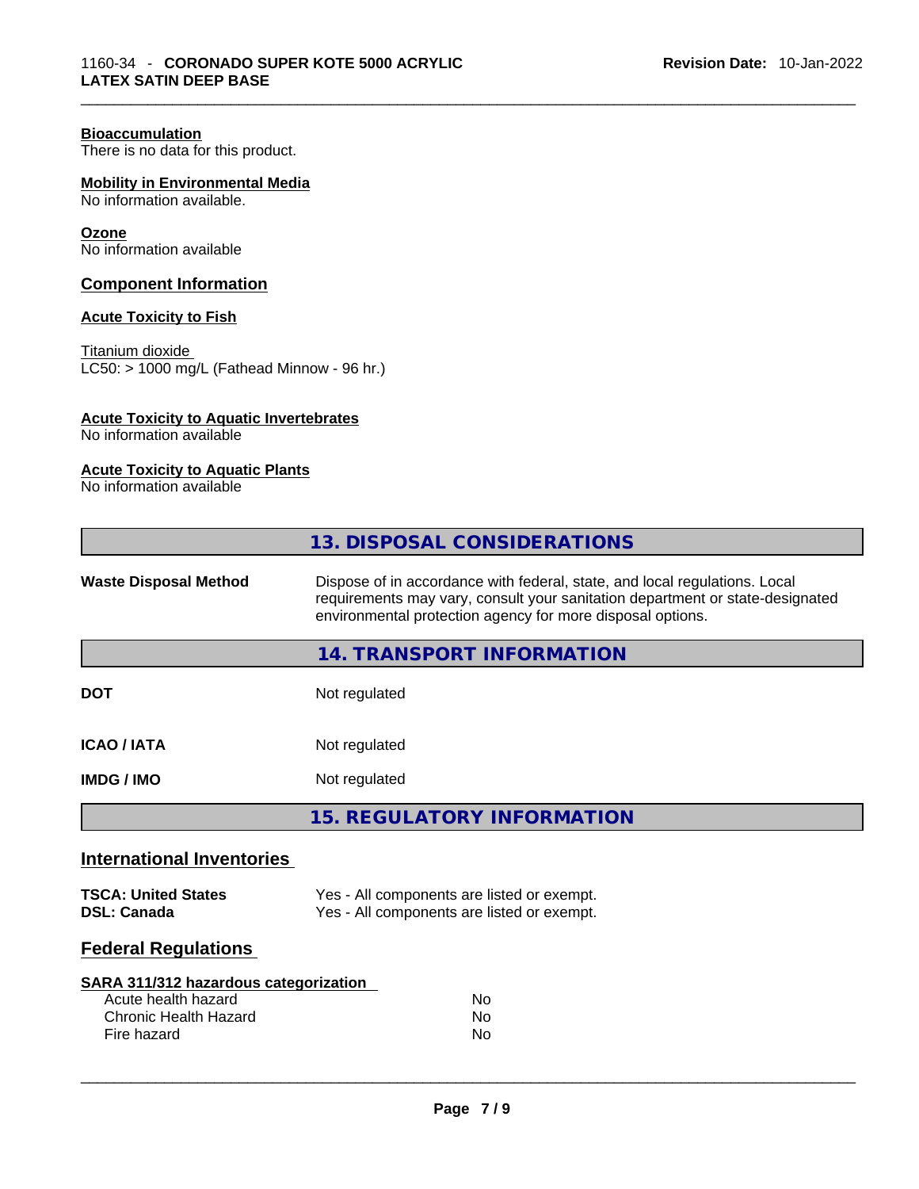**Bioaccumulation**
There is no data for this product.

**Mobility in Environmental Media**
No information available.

**Ozone**
No information available

## Component Information

**Acute Toxicity to Fish**

Titanium dioxide
LC50: > 1000 mg/L (Fathead Minnow - 96 hr.)

**Acute Toxicity to Aquatic Invertebrates**
No information available

**Acute Toxicity to Aquatic Plants**
No information available

## 13. DISPOSAL CONSIDERATIONS

| | |
|---|---|
| **Waste Disposal Method** | Dispose of in accordance with federal, state, and local regulations. Local requirements may vary, consult your sanitation department or state-designated environmental protection agency for more disposal options. |

## 14. TRANSPORT INFORMATION

| | |
|---|---|
| **DOT** | Not regulated |
| **ICAO / IATA** | Not regulated |
| **IMDG / IMO** | Not regulated |

## 15. REGULATORY INFORMATION

### International Inventories

| | |
|---|---|
| **TSCA: United States** | Yes - All components are listed or exempt. |
| **DSL: Canada** | Yes - All components are listed or exempt. |

### Federal Regulations

**SARA 311/312 hazardous categorization**

| | |
|---|---|
| Acute health hazard | No |
| Chronic Health Hazard | No |
| Fire hazard | No |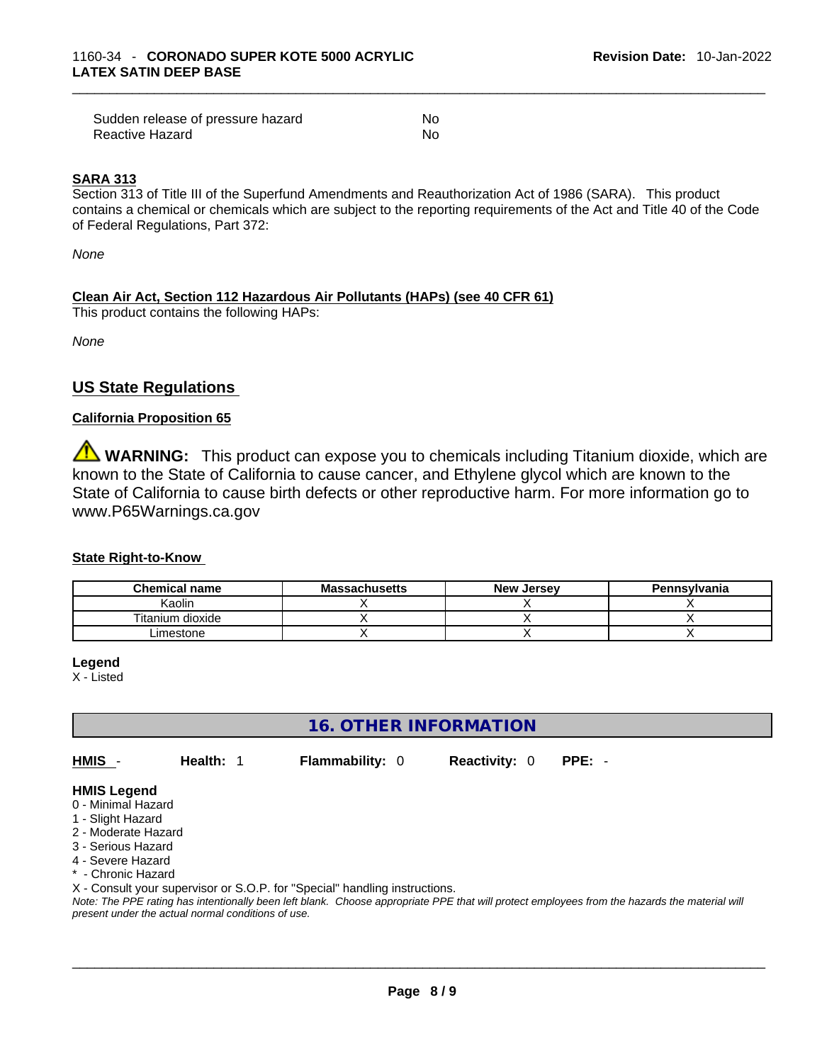| | |
|---|---|
| Sudden release of pressure hazard | No |
| Reactive Hazard | No |

**SARA 313**

Section 313 of Title III of the Superfund Amendments and Reauthorization Act of 1986 (SARA). This product contains a chemical or chemicals which are subject to the reporting requirements of the Act and Title 40 of the Code of Federal Regulations, Part 372:

*None*

**Clean Air Act, Section 112 Hazardous Air Pollutants (HAPs) (see 40 CFR 61)**

This product contains the following HAPs:

*None*

## US State Regulations

**California Proposition 65**

⚠ **WARNING:** This product can expose you to chemicals including Titanium dioxide, which are known to the State of California to cause cancer, and Ethylene glycol which are known to the State of California to cause birth defects or other reproductive harm. For more information go to www.P65Warnings.ca.gov

**State Right-to-Know**

| Chemical name | Massachusetts | New Jersey | Pennsylvania |
|---|---|---|---|
| Kaolin | X | X | X |
| Titanium dioxide | X | X | X |
| Limestone | X | X | X |

**Legend**

X - Listed

## 16. OTHER INFORMATION

**HMIS** - **Health:** 1 **Flammability:** 0 **Reactivity:** 0 **PPE:** -

**HMIS Legend**

0 - Minimal Hazard
1 - Slight Hazard
2 - Moderate Hazard
3 - Serious Hazard
4 - Severe Hazard
* - Chronic Hazard
X - Consult your supervisor or S.O.P. for "Special" handling instructions.

*Note: The PPE rating has intentionally been left blank. Choose appropriate PPE that will protect employees from the hazards the material will present under the actual normal conditions of use.*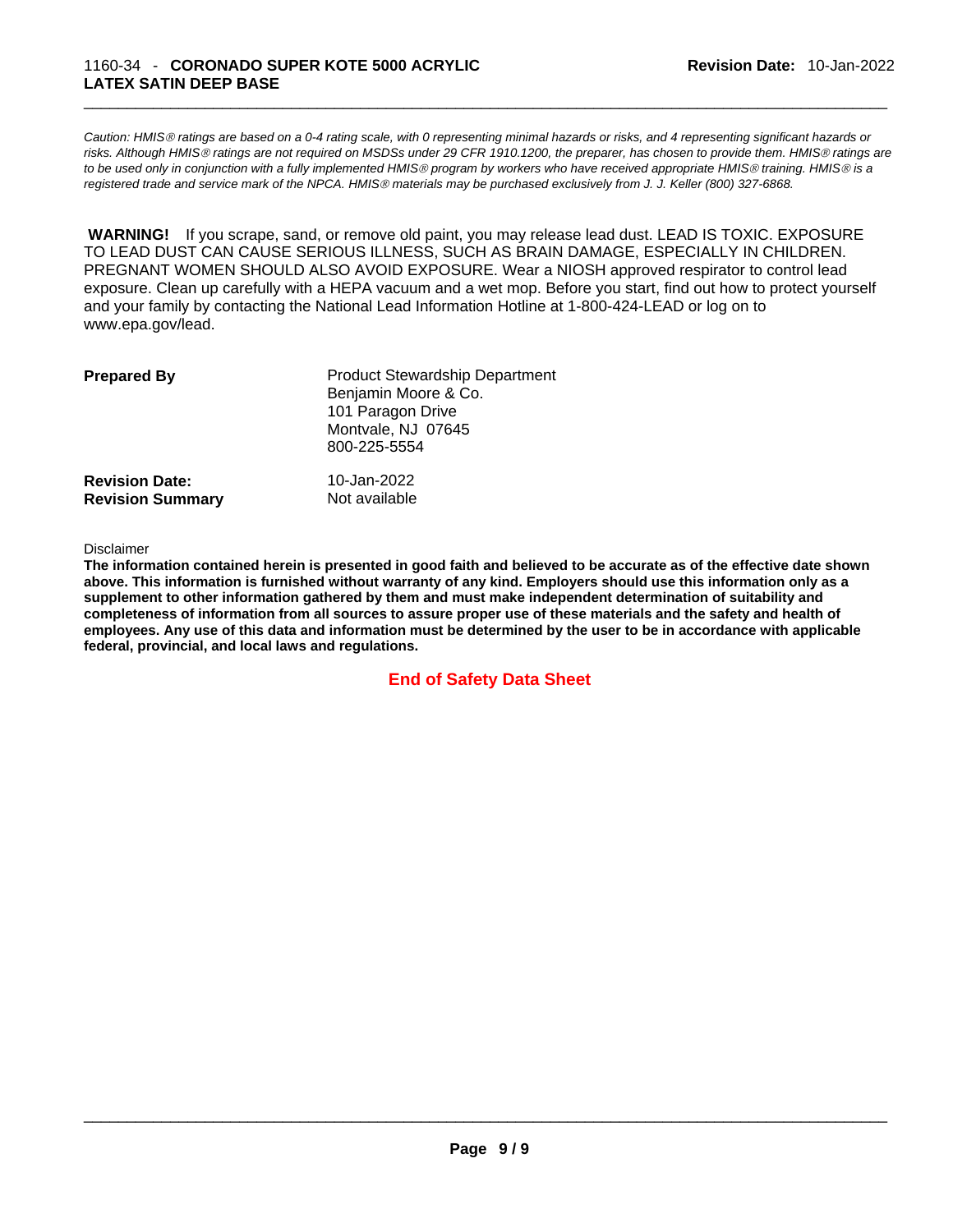*Caution: HMIS® ratings are based on a 0-4 rating scale, with 0 representing minimal hazards or risks, and 4 representing significant hazards or risks. Although HMIS® ratings are not required on MSDSs under 29 CFR 1910.1200, the preparer, has chosen to provide them. HMIS® ratings are to be used only in conjunction with a fully implemented HMIS® program by workers who have received appropriate HMIS® training. HMIS® is a registered trade and service mark of the NPCA. HMIS® materials may be purchased exclusively from J. J. Keller (800) 327-6868.*

**WARNING!** If you scrape, sand, or remove old paint, you may release lead dust. LEAD IS TOXIC. EXPOSURE TO LEAD DUST CAN CAUSE SERIOUS ILLNESS, SUCH AS BRAIN DAMAGE, ESPECIALLY IN CHILDREN. PREGNANT WOMEN SHOULD ALSO AVOID EXPOSURE. Wear a NIOSH approved respirator to control lead exposure. Clean up carefully with a HEPA vacuum and a wet mop. Before you start, find out how to protect yourself and your family by contacting the National Lead Information Hotline at 1-800-424-LEAD or log on to www.epa.gov/lead.

| | |
|---|---|
| **Prepared By** | Product Stewardship Department<br>Benjamin Moore & Co.<br>101 Paragon Drive<br>Montvale, NJ 07645<br>800-225-5554 |
| **Revision Date:** | 10-Jan-2022 |
| **Revision Summary** | Not available |

Disclaimer

**The information contained herein is presented in good faith and believed to be accurate as of the effective date shown above. This information is furnished without warranty of any kind. Employers should use this information only as a supplement to other information gathered by them and must make independent determination of suitability and completeness of information from all sources to assure proper use of these materials and the safety and health of employees. Any use of this data and information must be determined by the user to be in accordance with applicable federal, provincial, and local laws and regulations.**

**End of Safety Data Sheet**